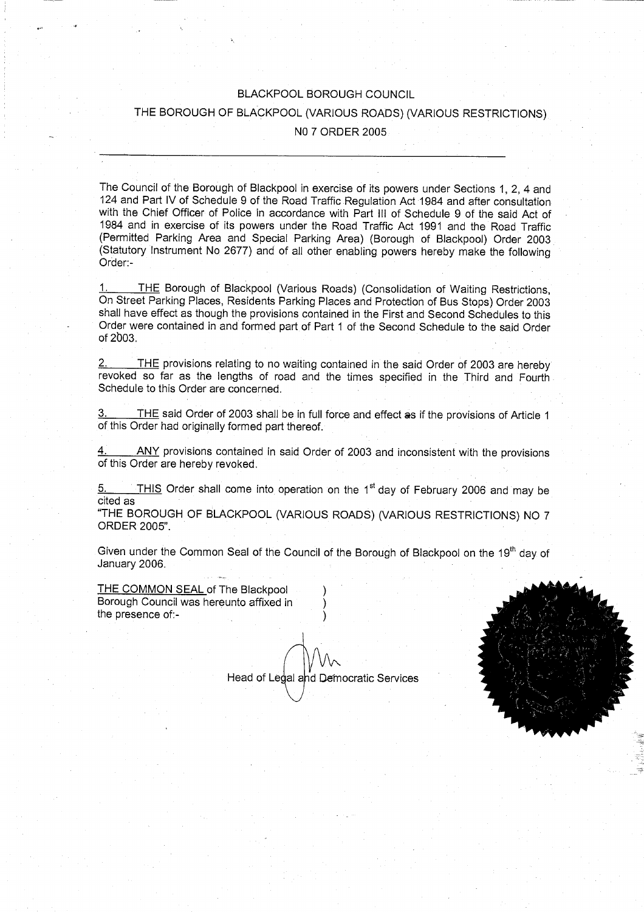# BLACKPOOL BOROUGH COUNCIL

## THE BOROUGH OF BLACKPOOL (VARIOUS ROADS) (VARIOUS RESTRICTIONS) N0 7 ORDER 2005

---

The Council of the Borough of Blackpool in exercise of its powers under Sections 1, 2, 4 and 124 and Part IV of Schedule 9 of the Road Traffic Regulation Act 1984 and after consultation with the Chief Officer of Police in accordance with Part III of Schedule 9 of the said Act of 1984 and in exercise of its powers under the Road Traffic Act 1991 and the Road Traffic (Permitted Parking Area and Special Parking Area) (Borough of Blackpool) Order 2003 (Statutory Instrument No 2677) and of all other enabling powers hereby make the following Order:-

1. THE Borough of Blackpool (Various Roads) (Consolidation of Waiting Restrictions, On Street Parking Places, Residents Parking Places and Protection of Bus Stops) Order 2003 shall have effect as though the provisions contained in the First and Second Schedules to this Order were contained in and formed part of Part 1 of the Second Schedule to the said Order of 2003.

2. THE provisions relating to no waiting contained in the said Order of 2003 are hereby revoked so far as the lengths of road and the times specified in the Third and Fourth Schedule to this Order are concerned.

3. THE said Order of 2003 shall be in full force and effect as if the provisions of Article 1 of this Order had originally formed part thereof.

4. ANY provisions contained in said Order of 2003 and inconsistent with the provisions of this Order are hereby revoked.

5. THIS Order shall come into operation on the 1st day of February 2006 and may be cited as
"THE BOROUGH OF BLACKPOOL (VARIOUS ROADS) (VARIOUS RESTRICTIONS) NO 7 ORDER 2005".

Given under the Common Seal of the Council of the Borough of Blackpool on the 19th day of January 2006.

THE COMMON SEAL of The Blackpool Borough Council was hereunto affixed in the presence of:-

Head of Legal and Democratic Services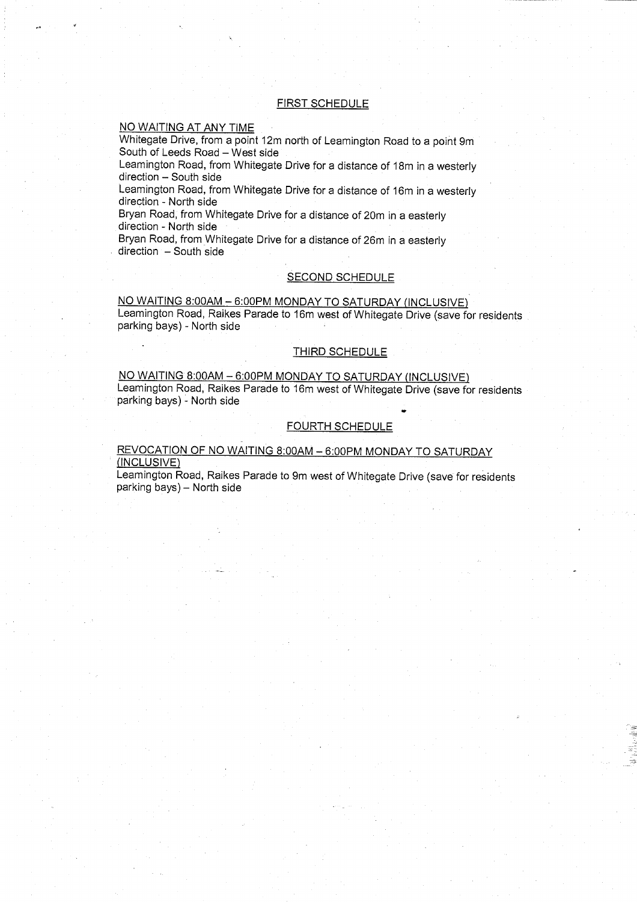## FIRST SCHEDULE

NO WAITING AT ANY TIME

Whitegate Drive, from a point 12m north of Leamington Road to a point 9m South of Leeds Road – West side

Leamington Road, from Whitegate Drive for a distance of 18m in a westerly direction – South side

Leamington Road, from Whitegate Drive for a distance of 16m in a westerly direction - North side

Bryan Road, from Whitegate Drive for a distance of 20m in a easterly direction - North side

Bryan Road, from Whitegate Drive for a distance of 26m in a easterly direction – South side

## SECOND SCHEDULE

NO WAITING 8:00AM – 6:00PM MONDAY TO SATURDAY (INCLUSIVE)

Leamington Road, Raikes Parade to 16m west of Whitegate Drive (save for residents parking bays) - North side

## THIRD SCHEDULE

NO WAITING 8:00AM – 6:00PM MONDAY TO SATURDAY (INCLUSIVE)

Leamington Road, Raikes Parade to 16m west of Whitegate Drive (save for residents parking bays) - North side

## FOURTH SCHEDULE

REVOCATION OF NO WAITING 8:00AM – 6:00PM MONDAY TO SATURDAY (INCLUSIVE)

Leamington Road, Raikes Parade to 9m west of Whitegate Drive (save for residents parking bays) – North side